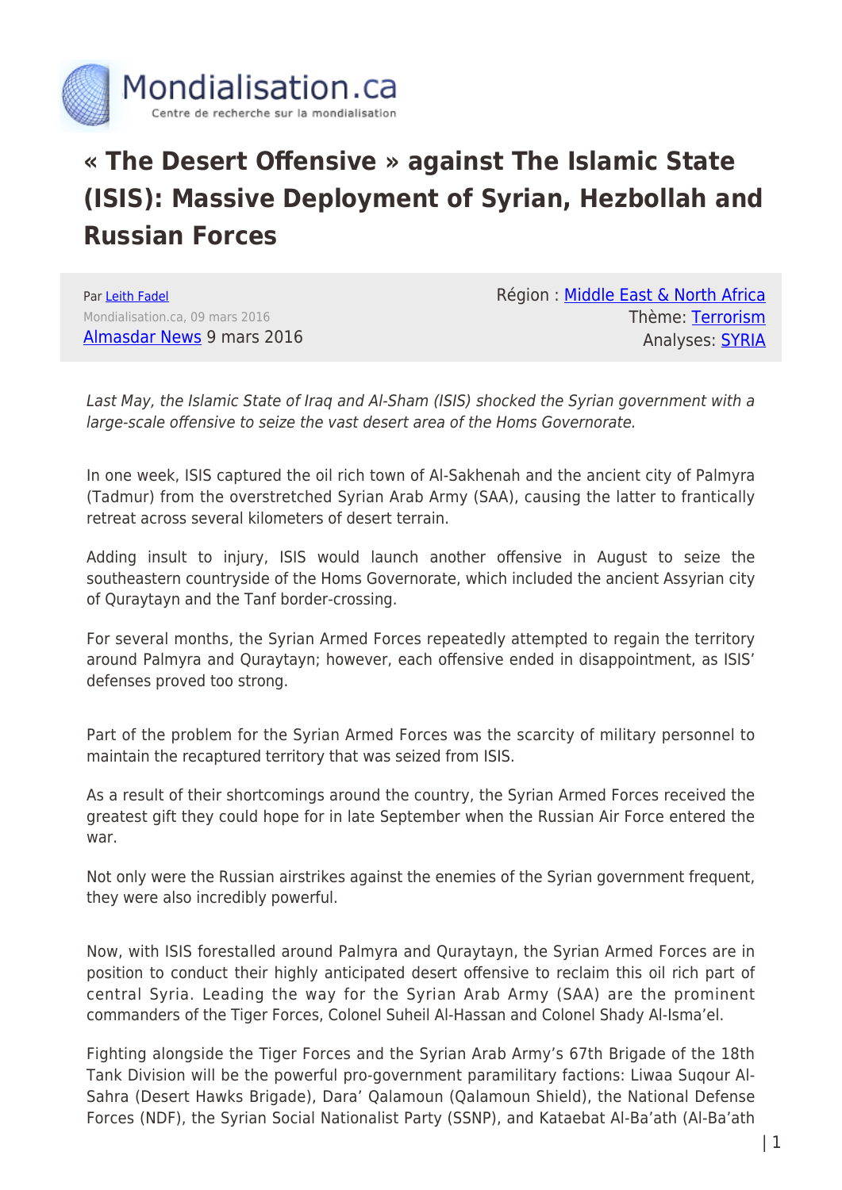# « The Desert Offensive » against The Islamic State (ISIS): Massive Deployment of Syrian, Hezbollah and Russian Forces

Par Leith Fadel
Mondialisation.ca, 09 mars 2016
Almasdar News 9 mars 2016

Région : Middle East & North Africa
Thème: Terrorism
Analyses: SYRIA

*Last May, the Islamic State of Iraq and Al-Sham (ISIS) shocked the Syrian government with a large-scale offensive to seize the vast desert area of the Homs Governorate.*

In one week, ISIS captured the oil rich town of Al-Sakhenah and the ancient city of Palmyra (Tadmur) from the overstretched Syrian Arab Army (SAA), causing the latter to frantically retreat across several kilometers of desert terrain.

Adding insult to injury, ISIS would launch another offensive in August to seize the southeastern countryside of the Homs Governorate, which included the ancient Assyrian city of Quraytayn and the Tanf border-crossing.

For several months, the Syrian Armed Forces repeatedly attempted to regain the territory around Palmyra and Quraytayn; however, each offensive ended in disappointment, as ISIS' defenses proved too strong.

Part of the problem for the Syrian Armed Forces was the scarcity of military personnel to maintain the recaptured territory that was seized from ISIS.

As a result of their shortcomings around the country, the Syrian Armed Forces received the greatest gift they could hope for in late September when the Russian Air Force entered the war.

Not only were the Russian airstrikes against the enemies of the Syrian government frequent, they were also incredibly powerful.

Now, with ISIS forestalled around Palmyra and Quraytayn, the Syrian Armed Forces are in position to conduct their highly anticipated desert offensive to reclaim this oil rich part of central Syria. Leading the way for the Syrian Arab Army (SAA) are the prominent commanders of the Tiger Forces, Colonel Suheil Al-Hassan and Colonel Shady Al-Isma'el.

Fighting alongside the Tiger Forces and the Syrian Arab Army's 67th Brigade of the 18th Tank Division will be the powerful pro-government paramilitary factions: Liwaa Suqour Al-Sahra (Desert Hawks Brigade), Dara' Qalamoun (Qalamoun Shield), the National Defense Forces (NDF), the Syrian Social Nationalist Party (SSNP), and Kataebat Al-Ba'ath (Al-Ba'ath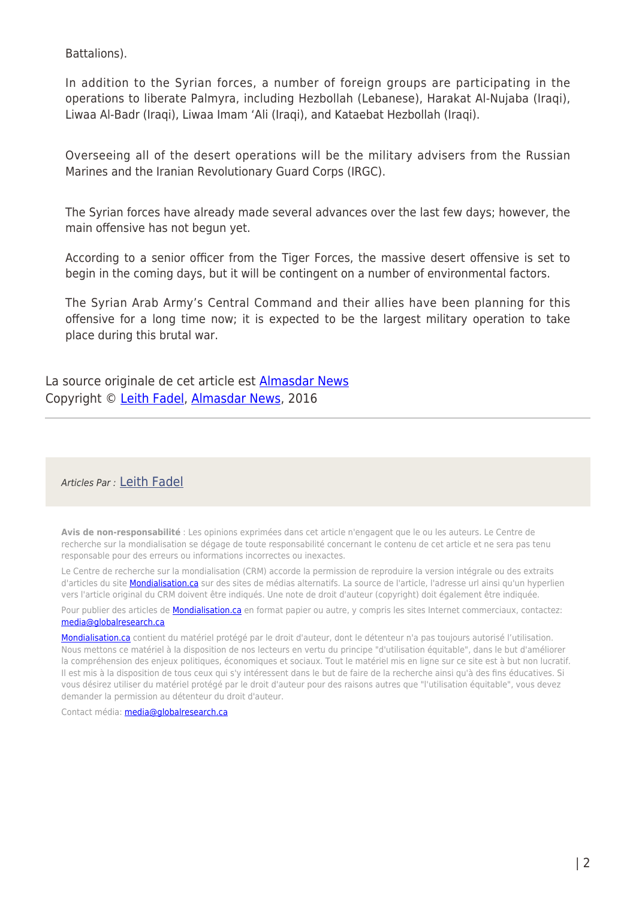Battalions).

In addition to the Syrian forces, a number of foreign groups are participating in the operations to liberate Palmyra, including Hezbollah (Lebanese), Harakat Al-Nujaba (Iraqi), Liwaa Al-Badr (Iraqi), Liwaa Imam 'Ali (Iraqi), and Kataebat Hezbollah (Iraqi).

Overseeing all of the desert operations will be the military advisers from the Russian Marines and the Iranian Revolutionary Guard Corps (IRGC).

The Syrian forces have already made several advances over the last few days; however, the main offensive has not begun yet.

According to a senior officer from the Tiger Forces, the massive desert offensive is set to begin in the coming days, but it will be contingent on a number of environmental factors.

The Syrian Arab Army's Central Command and their allies have been planning for this offensive for a long time now; it is expected to be the largest military operation to take place during this brutal war.

La source originale de cet article est Almasdar News
Copyright © Leith Fadel, Almasdar News, 2016

---

*Articles Par :* Leith Fadel

**Avis de non-responsabilité** : Les opinions exprimées dans cet article n'engagent que le ou les auteurs. Le Centre de recherche sur la mondialisation se dégage de toute responsabilité concernant le contenu de cet article et ne sera pas tenu responsable pour des erreurs ou informations incorrectes ou inexactes.

Le Centre de recherche sur la mondialisation (CRM) accorde la permission de reproduire la version intégrale ou des extraits d'articles du site Mondialisation.ca sur des sites de médias alternatifs. La source de l'article, l'adresse url ainsi qu'un hyperlien vers l'article original du CRM doivent être indiqués. Une note de droit d'auteur (copyright) doit également être indiquée.

Pour publier des articles de Mondialisation.ca en format papier ou autre, y compris les sites Internet commerciaux, contactez: media@globalresearch.ca

Mondialisation.ca contient du matériel protégé par le droit d'auteur, dont le détenteur n'a pas toujours autorisé l'utilisation. Nous mettons ce matériel à la disposition de nos lecteurs en vertu du principe "d'utilisation équitable", dans le but d'améliorer la compréhension des enjeux politiques, économiques et sociaux. Tout le matériel mis en ligne sur ce site est à but non lucratif. Il est mis à la disposition de tous ceux qui s'y intéressent dans le but de faire de la recherche ainsi qu'à des fins éducatives. Si vous désirez utiliser du matériel protégé par le droit d'auteur pour des raisons autres que "l'utilisation équitable", vous devez demander la permission au détenteur du droit d'auteur.

Contact média: media@globalresearch.ca